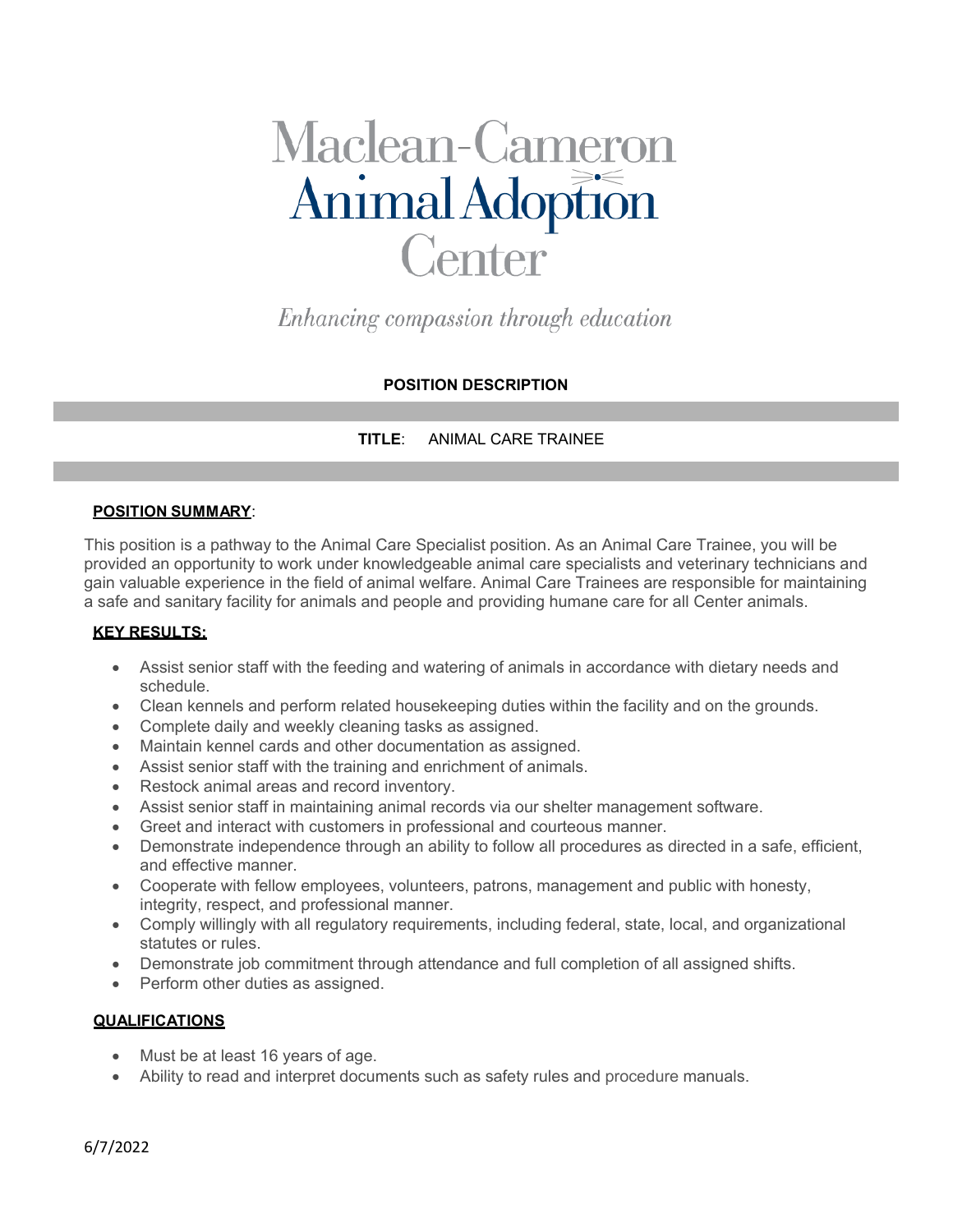# Maclean-Cameron Animal Adoption Center

*Enhancing compassion through education*

**POSITION DESCRIPTION**

**TITLE**: ANIMAL CARE TRAINEE

## POSITION SUMMARY:

This position is a pathway to the Animal Care Specialist position. As an Animal Care Trainee, you will be provided an opportunity to work under knowledgeable animal care specialists and veterinary technicians and gain valuable experience in the field of animal welfare. Animal Care Trainees are responsible for maintaining a safe and sanitary facility for animals and people and providing humane care for all Center animals.

## KEY RESULTS:

- Assist senior staff with the feeding and watering of animals in accordance with dietary needs and schedule.
- Clean kennels and perform related housekeeping duties within the facility and on the grounds.
- Complete daily and weekly cleaning tasks as assigned.
- Maintain kennel cards and other documentation as assigned.
- Assist senior staff with the training and enrichment of animals.
- Restock animal areas and record inventory.
- Assist senior staff in maintaining animal records via our shelter management software.
- Greet and interact with customers in professional and courteous manner.
- Demonstrate independence through an ability to follow all procedures as directed in a safe, efficient, and effective manner.
- Cooperate with fellow employees, volunteers, patrons, management and public with honesty, integrity, respect, and professional manner.
- Comply willingly with all regulatory requirements, including federal, state, local, and organizational statutes or rules.
- Demonstrate job commitment through attendance and full completion of all assigned shifts.
- Perform other duties as assigned.

## QUALIFICATIONS

- Must be at least 16 years of age.
- Ability to read and interpret documents such as safety rules and procedure manuals.

6/7/2022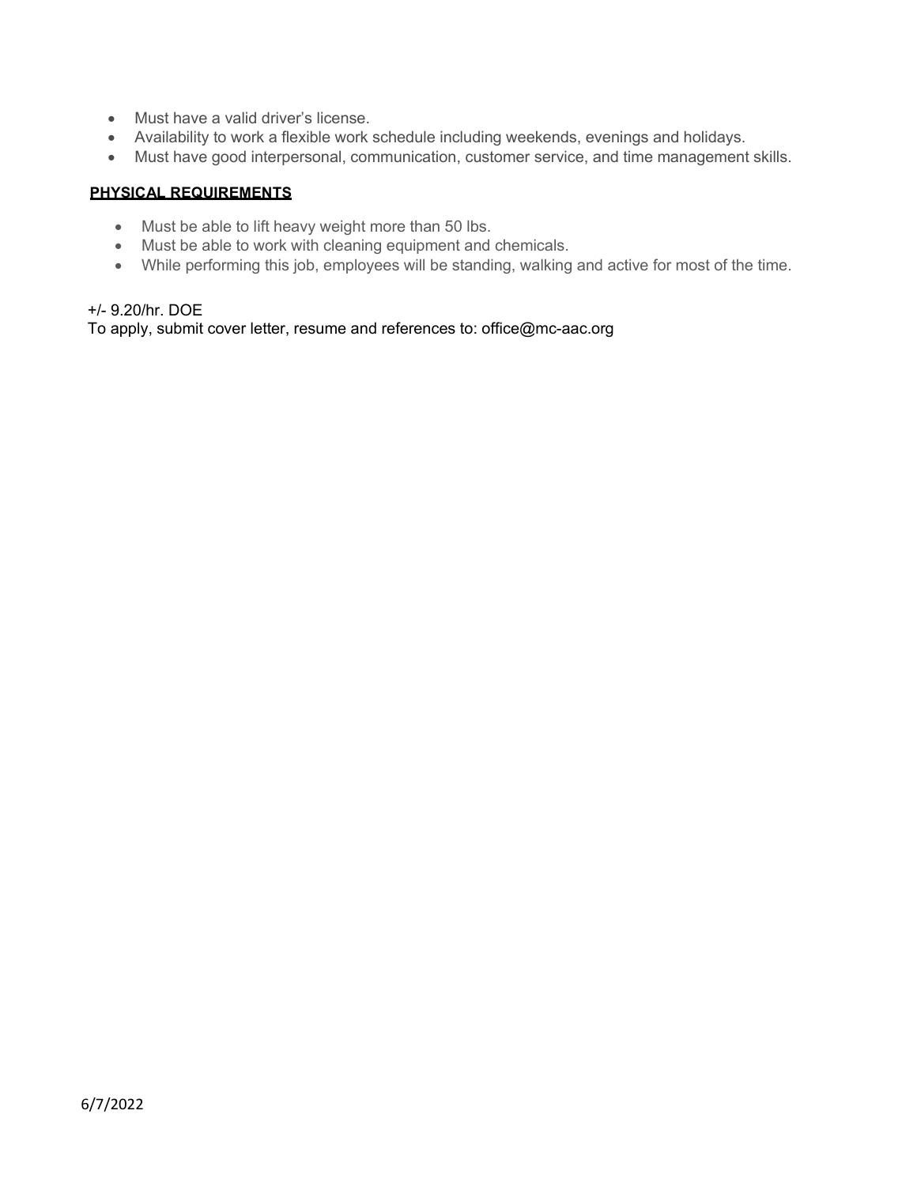- Must have a valid driver's license.
- Availability to work a flexible work schedule including weekends, evenings and holidays.
- Must have good interpersonal, communication, customer service, and time management skills.

**PHYSICAL REQUIREMENTS**

- Must be able to lift heavy weight more than 50 lbs.
- Must be able to work with cleaning equipment and chemicals.
- While performing this job, employees will be standing, walking and active for most of the time.

+/- 9.20/hr. DOE
To apply, submit cover letter, resume and references to: office@mc-aac.org

6/7/2022